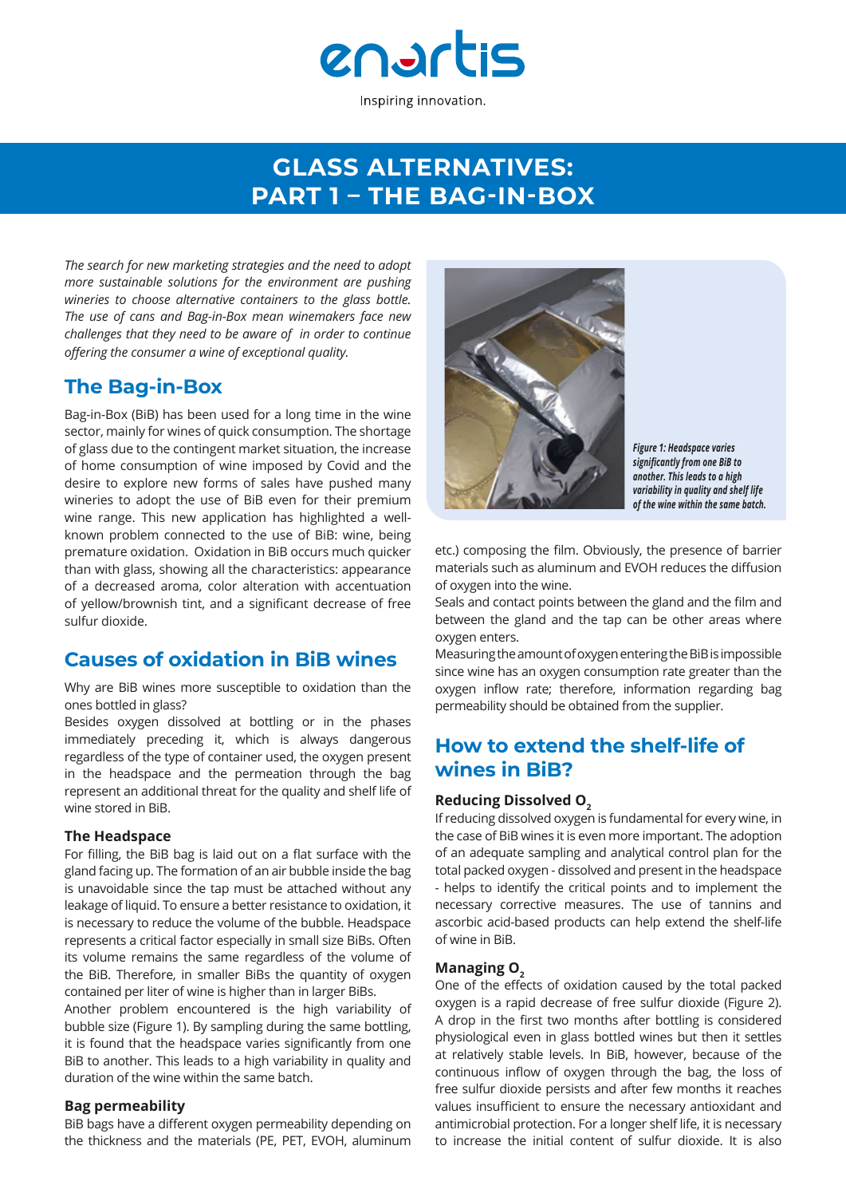# GLASS ALTERNATIVES: PART 1 – THE BAG-IN-BOX

*The search for new marketing strategies and the need to adopt more sustainable solutions for the environment are pushing wineries to choose alternative containers to the glass bottle. The use of cans and Bag-in-Box mean winemakers face new challenges that they need to be aware of in order to continue offering the consumer a wine of exceptional quality.*

## The Bag-in-Box

Bag-in-Box (BiB) has been used for a long time in the wine sector, mainly for wines of quick consumption. The shortage of glass due to the contingent market situation, the increase of home consumption of wine imposed by Covid and the desire to explore new forms of sales have pushed many wineries to adopt the use of BiB even for their premium wine range. This new application has highlighted a well-known problem connected to the use of BiB: wine, being premature oxidation. Oxidation in BiB occurs much quicker than with glass, showing all the characteristics: appearance of a decreased aroma, color alteration with accentuation of yellow/brownish tint, and a significant decrease of free sulfur dioxide.

## Causes of oxidation in BiB wines

Why are BiB wines more susceptible to oxidation than the ones bottled in glass?

Besides oxygen dissolved at bottling or in the phases immediately preceding it, which is always dangerous regardless of the type of container used, the oxygen present in the headspace and the permeation through the bag represent an additional threat for the quality and shelf life of wine stored in BiB.

### The Headspace

For filling, the BiB bag is laid out on a flat surface with the gland facing up. The formation of an air bubble inside the bag is unavoidable since the tap must be attached without any leakage of liquid. To ensure a better resistance to oxidation, it is necessary to reduce the volume of the bubble. Headspace represents a critical factor especially in small size BiBs. Often its volume remains the same regardless of the volume of the BiB. Therefore, in smaller BiBs the quantity of oxygen contained per liter of wine is higher than in larger BiBs.

Another problem encountered is the high variability of bubble size (Figure 1). By sampling during the same bottling, it is found that the headspace varies significantly from one BiB to another. This leads to a high variability in quality and duration of the wine within the same batch.

*Figure 1: Headspace varies significantly from one BiB to another. This leads to a high variability in quality and shelf life of the wine within the same batch.*

### Bag permeability

BiB bags have a different oxygen permeability depending on the thickness and the materials (PE, PET, EVOH, aluminum etc.) composing the film. Obviously, the presence of barrier materials such as aluminum and EVOH reduces the diffusion of oxygen into the wine.

Seals and contact points between the gland and the film and between the gland and the tap can be other areas where oxygen enters.

Measuring the amount of oxygen entering the BiB is impossible since wine has an oxygen consumption rate greater than the oxygen inflow rate; therefore, information regarding bag permeability should be obtained from the supplier.

## How to extend the shelf-life of wines in BiB?

### Reducing Dissolved $O_2$

If reducing dissolved oxygen is fundamental for every wine, in the case of BiB wines it is even more important. The adoption of an adequate sampling and analytical control plan for the total packed oxygen - dissolved and present in the headspace - helps to identify the critical points and to implement the necessary corrective measures. The use of tannins and ascorbic acid-based products can help extend the shelf-life of wine in BiB.

### Managing $O_2$

One of the effects of oxidation caused by the total packed oxygen is a rapid decrease of free sulfur dioxide (Figure 2). A drop in the first two months after bottling is considered physiological even in glass bottled wines but then it settles at relatively stable levels. In BiB, however, because of the continuous inflow of oxygen through the bag, the loss of free sulfur dioxide persists and after few months it reaches values insufficient to ensure the necessary antioxidant and antimicrobial protection. For a longer shelf life, it is necessary to increase the initial content of sulfur dioxide. It is also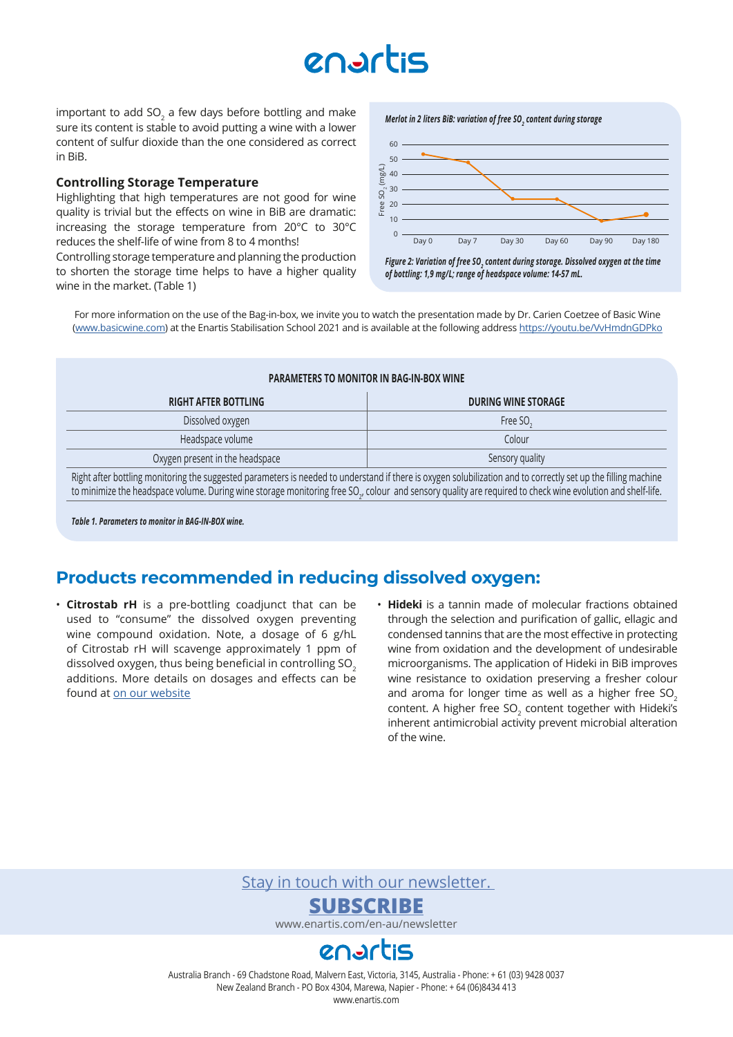important to add $SO_2$ a few days before bottling and make sure its content is stable to avoid putting a wine with a lower content of sulfur dioxide than the one considered as correct in BiB.

### Controlling Storage Temperature

Highlighting that high temperatures are not good for wine quality is trivial but the effects on wine in BiB are dramatic: increasing the storage temperature from 20°C to 30°C reduces the shelf-life of wine from 8 to 4 months!

Controlling storage temperature and planning the production to shorten the storage time helps to have a higher quality wine in the market. (Table 1)

*Merlot in 2 liters BiB: variation of free $SO_2$ content during storage*

Free $SO_2$ (mg/L)

60
50
40
30
20
10
0

Day 0 Day 7 Day 30 Day 60 Day 90 Day 180

*Figure 2: Variation of free $SO_2$ content during storage. Dissolved oxygen at the time of bottling: 1,9 mg/L; range of headspace volume: 14-57 mL.*

For more information on the use of the Bag-in-box, we invite you to watch the presentation made by Dr. Carien Coetzee of Basic Wine (www.basicwine.com) at the Enartis Stabilisation School 2021 and is available at the following address https://youtu.be/VvHmdnGDPko

**PARAMETERS TO MONITOR IN BAG-IN-BOX WINE**

| RIGHT AFTER BOTTLING | DURING WINE STORAGE |
|---|---|
| Dissolved oxygen | Free $SO_2$ |
| Headspace volume | Colour |
| Oxygen present in the headspace | Sensory quality |
| Right after bottling monitoring the suggested parameters is needed to understand if there is oxygen solubilization and to correctly set up the filling machine to minimize the headspace volume. During wine storage monitoring free $SO_2$, colour and sensory quality are required to check wine evolution and shelf-life. | |

*Table 1. Parameters to monitor in BAG-IN-BOX wine.*

## Products recommended in reducing dissolved oxygen:

- **Citrostab rH** is a pre-bottling coadjunct that can be used to "consume" the dissolved oxygen preventing wine compound oxidation. Note, a dosage of 6 g/hL of Citrostab rH will scavenge approximately 1 ppm of dissolved oxygen, thus being beneficial in controlling $SO_2$ additions. More details on dosages and effects can be found at on our website
- **Hideki** is a tannin made of molecular fractions obtained through the selection and purification of gallic, ellagic and condensed tannins that are the most effective in protecting wine from oxidation and the development of undesirable microorganisms. The application of Hideki in BiB improves wine resistance to oxidation preserving a fresher colour and aroma for longer time as well as a higher free $SO_2$ content. A higher free $SO_2$ content together with Hideki's inherent antimicrobial activity prevent microbial alteration of the wine.

Stay in touch with our newsletter.

**SUBSCRIBE**

www.enartis.com/en-au/newsletter

enartis

Australia Branch - 69 Chadstone Road, Malvern East, Victoria, 3145, Australia - Phone: + 61 (03) 9428 0037
New Zealand Branch - PO Box 4304, Marewa, Napier - Phone: + 64 (06)8434 413
www.enartis.com